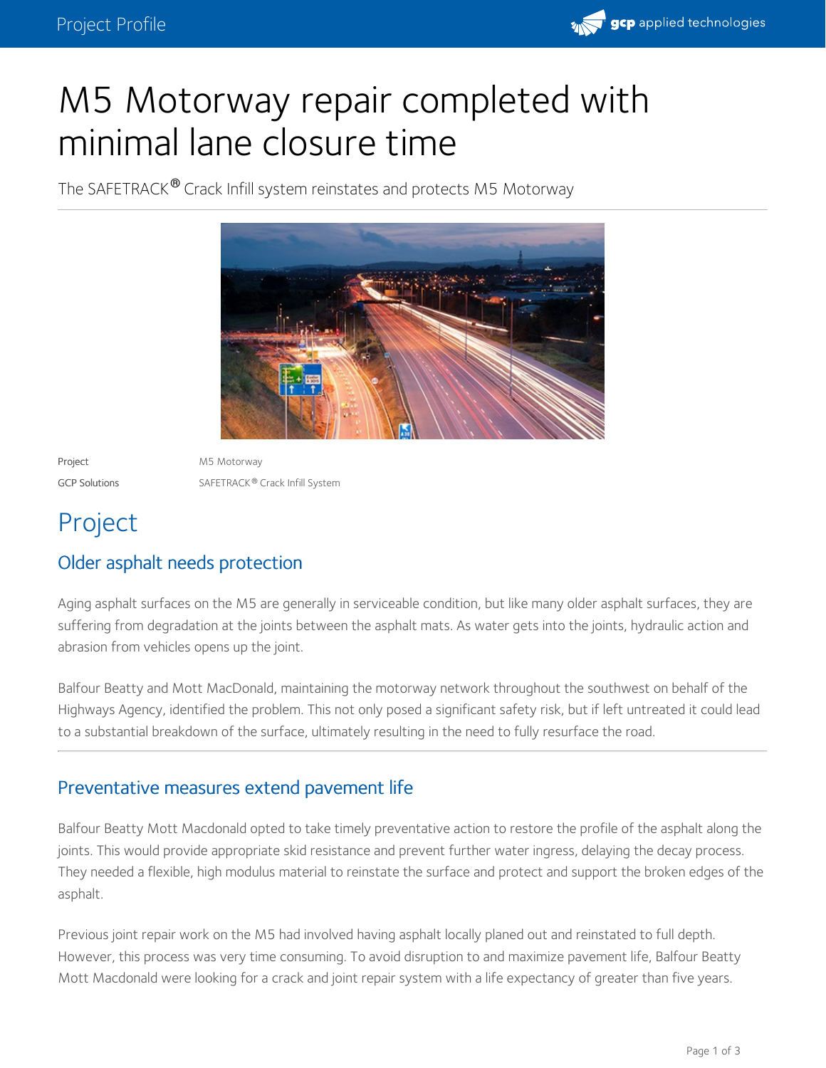# M5 Motorway repair completed with minimal lane closure time

The SAFETRACK® Crack Infill system reinstates and protects M5 Motorway

| | |
|---|---|
| Project | M5 Motorway |
| GCP Solutions | SAFETRACK® Crack Infill System |

## Project

### Older asphalt needs protection

Aging asphalt surfaces on the M5 are generally in serviceable condition, but like many older asphalt surfaces, they are suffering from degradation at the joints between the asphalt mats. As water gets into the joints, hydraulic action and abrasion from vehicles opens up the joint.

Balfour Beatty and Mott MacDonald, maintaining the motorway network throughout the southwest on behalf of the Highways Agency, identified the problem. This not only posed a significant safety risk, but if left untreated it could lead to a substantial breakdown of the surface, ultimately resulting in the need to fully resurface the road.

### Preventative measures extend pavement life

Balfour Beatty Mott Macdonald opted to take timely preventative action to restore the profile of the asphalt along the joints. This would provide appropriate skid resistance and prevent further water ingress, delaying the decay process. They needed a flexible, high modulus material to reinstate the surface and protect and support the broken edges of the asphalt.

Previous joint repair work on the M5 had involved having asphalt locally planed out and reinstated to full depth. However, this process was very time consuming. To avoid disruption to and maximize pavement life, Balfour Beatty Mott Macdonald were looking for a crack and joint repair system with a life expectancy of greater than five years.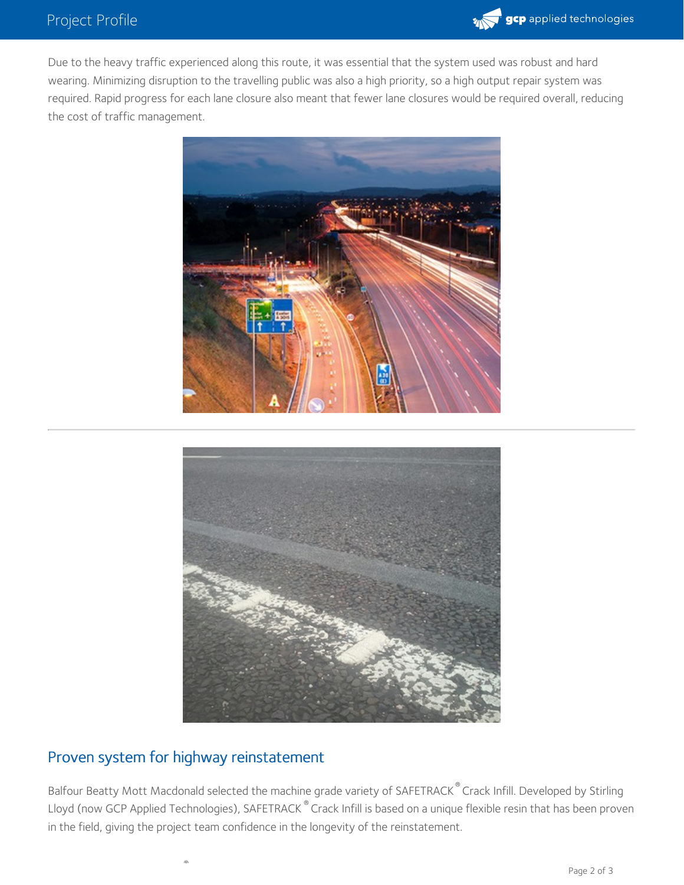Due to the heavy traffic experienced along this route, it was essential that the system used was robust and hard wearing. Minimizing disruption to the travelling public was also a high priority, so a high output repair system was required. Rapid progress for each lane closure also meant that fewer lane closures would be required overall, reducing the cost of traffic management.

## Proven system for highway reinstatement

Balfour Beatty Mott Macdonald selected the machine grade variety of SAFETRACK® Crack Infill. Developed by Stirling Lloyd (now GCP Applied Technologies), SAFETRACK® Crack Infill is based on a unique flexible resin that has been proven in the field, giving the project team confidence in the longevity of the reinstatement.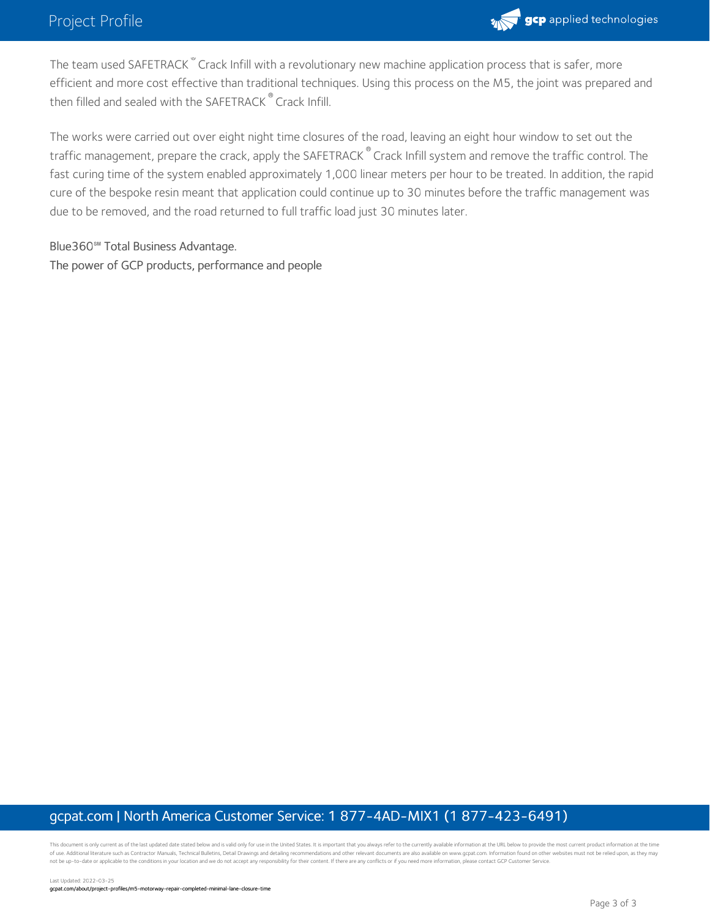The team used SAFETRACK® Crack Infill with a revolutionary new machine application process that is safer, more efficient and more cost effective than traditional techniques. Using this process on the M5, the joint was prepared and then filled and sealed with the SAFETRACK® Crack Infill.

The works were carried out over eight night time closures of the road, leaving an eight hour window to set out the traffic management, prepare the crack, apply the SAFETRACK® Crack Infill system and remove the traffic control. The fast curing time of the system enabled approximately 1,000 linear meters per hour to be treated. In addition, the rapid cure of the bespoke resin meant that application could continue up to 30 minutes before the traffic management was due to be removed, and the road returned to full traffic load just 30 minutes later.

Blue360℠ Total Business Advantage.
The power of GCP products, performance and people

gcpat.com | North America Customer Service: 1 877-4AD-MIX1 (1 877-423-6491)

This document is only current as of the last updated date stated below and is valid only for use in the United States. It is important that you always refer to the currently available information at the URL below to provide the most current product information at the time of use. Additional literature such as Contractor Manuals, Technical Bulletins, Detail Drawings and detailing recommendations and other relevant documents are also available on www.gcpat.com. Information found on other websites must not be relied upon, as they may not be up-to-date or applicable to the conditions in your location and we do not accept any responsibility for their content. If there are any conflicts or if you need more information, please contact GCP Customer Service.

Last Updated: 2022-03-25
gcpat.com/about/project-profiles/m5-motorway-repair-completed-minimal-lane-closure-time